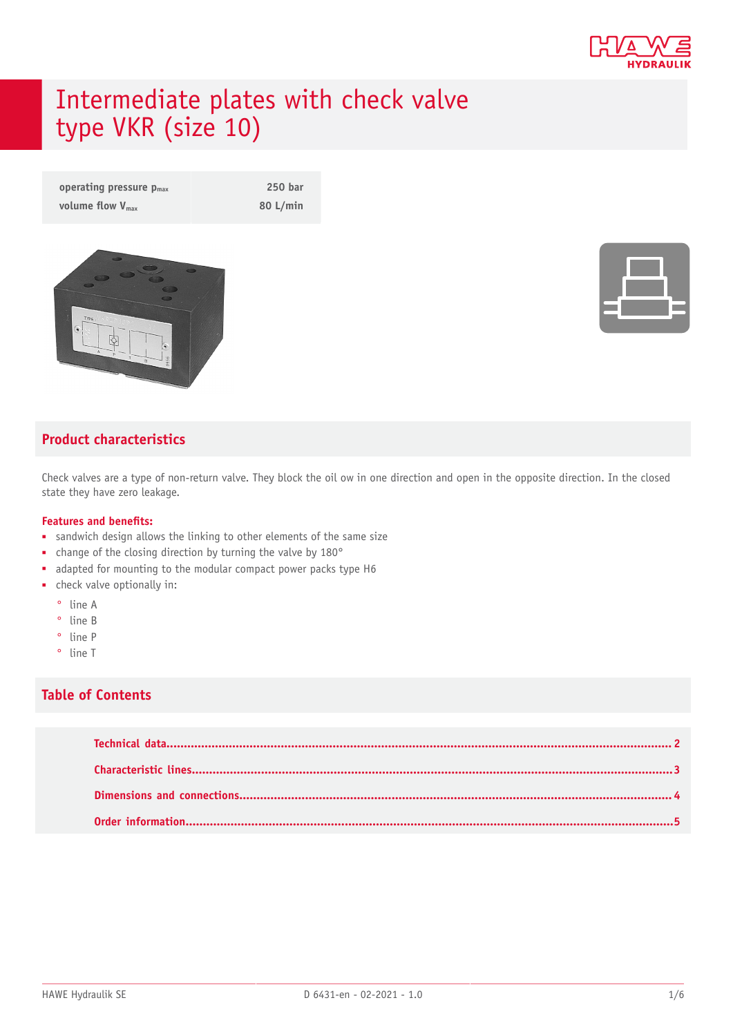# Intermediate plates with check valve type VKR (size 10)

| operating pressure $p_{max}$ | 250 bar |
|---|---|
| volume flow $V_{max}$ | 80 L/min |

## Product characteristics

Check valves are a type of non-return valve. They block the oil ow in one direction and open in the opposite direction. In the closed state they have zero leakage.

**Features and benefits:**

- sandwich design allows the linking to other elements of the same size
- change of the closing direction by turning the valve by 180°
- adapted for mounting to the modular compact power packs type H6
- check valve optionally in:
  - line A
  - line B
  - line P
  - line T

## Table of Contents

Technical data....................................2
Characteristic lines..............................3
Dimensions and connections........................4
Order information.................................5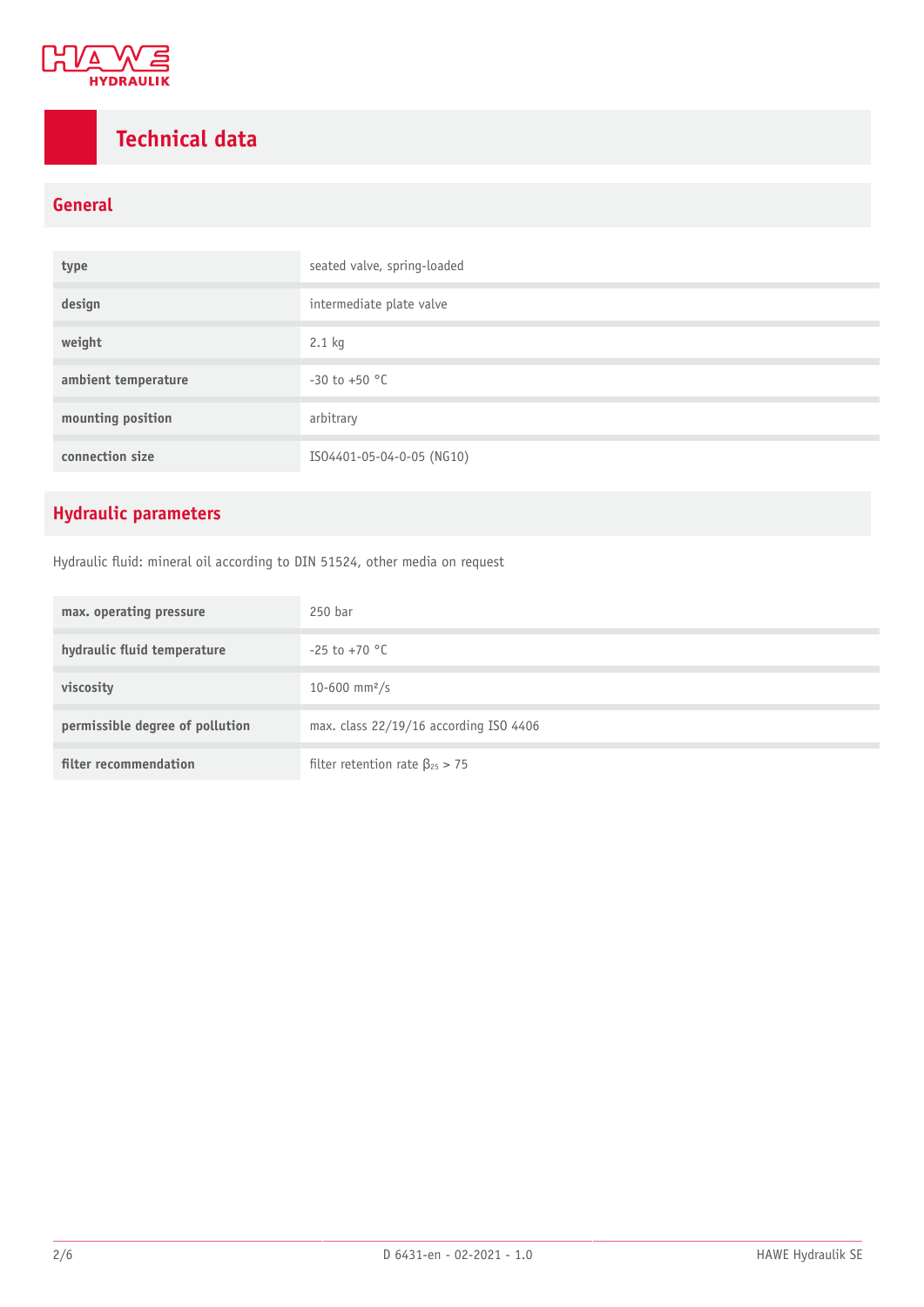# Technical data

## General

| | |
|---|---|
| **type** | seated valve, spring-loaded |
| **design** | intermediate plate valve |
| **weight** | 2.1 kg |
| **ambient temperature** | -30 to +50 °C |
| **mounting position** | arbitrary |
| **connection size** | ISO4401-05-04-0-05 (NG10) |

## Hydraulic parameters

Hydraulic fluid: mineral oil according to DIN 51524, other media on request

| | |
|---|---|
| **max. operating pressure** | 250 bar |
| **hydraulic fluid temperature** | -25 to +70 °C |
| **viscosity** | 10-600 mm²/s |
| **permissible degree of pollution** | max. class 22/19/16 according ISO 4406 |
| **filter recommendation** | filter retention rate $\beta_{25} > 75$ |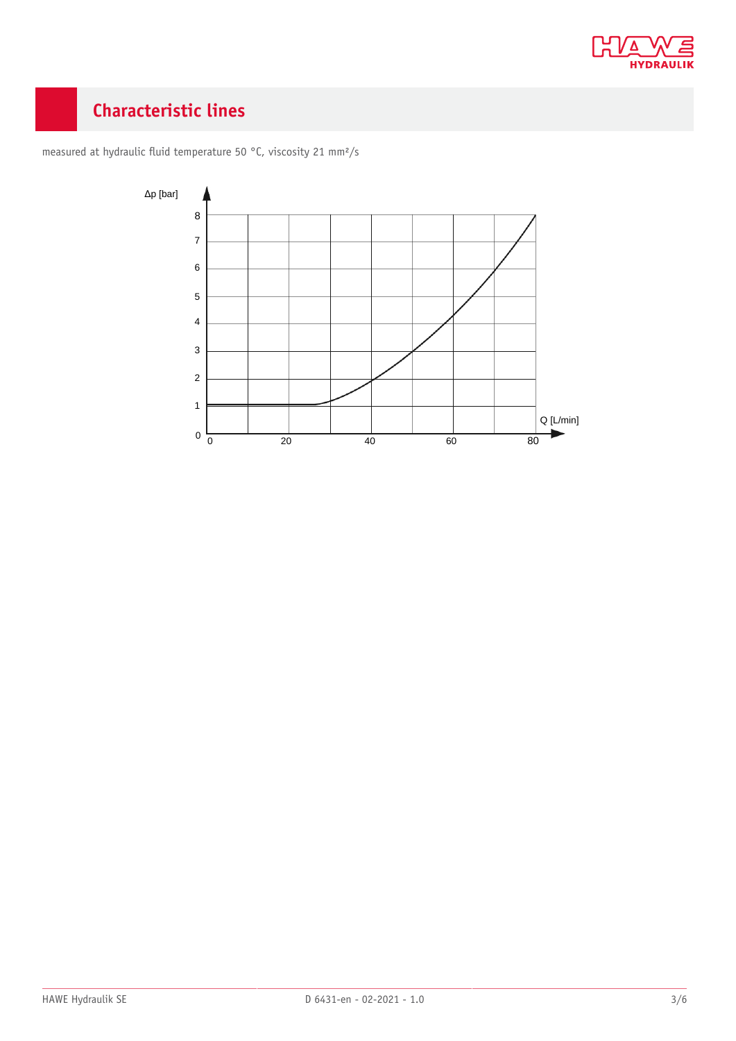## Characteristic lines

measured at hydraulic fluid temperature 50 °C, viscosity 21 mm²/s

Δp [bar]

Q [L/min]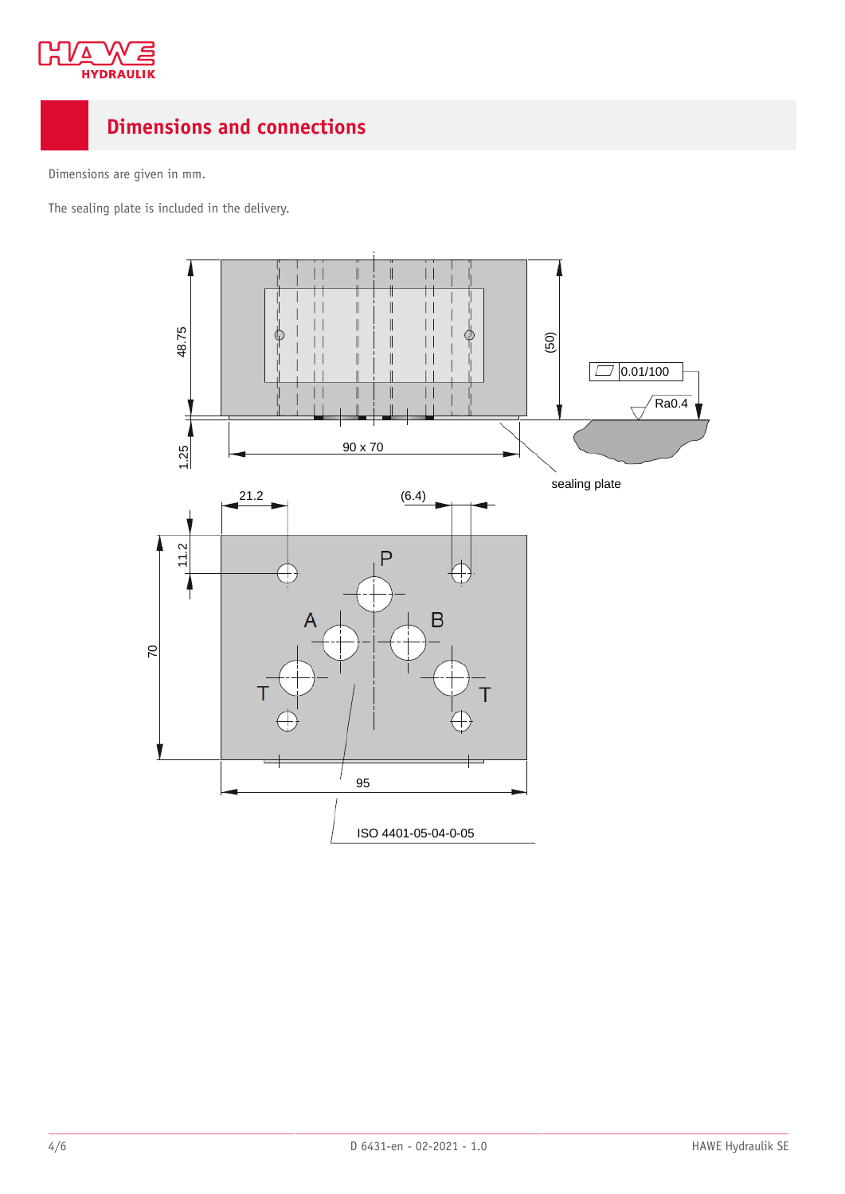## Dimensions and connections

Dimensions are given in mm.

The sealing plate is included in the delivery.

48.75

(50)

0.01/100

Ra0.4

1.25

90 x 70

sealing plate

21.2

(6.4)

11.2

P

A

B

70

T

T

95

ISO 4401-05-04-0-05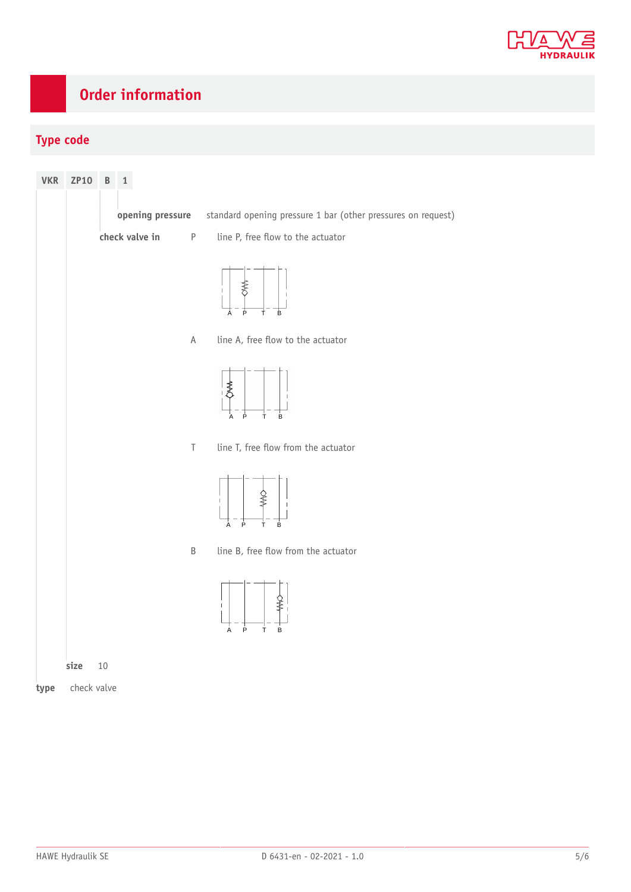# Order information

## Type code

| VKR | ZP10 | B | 1 |
|---|---|---|---|

**opening pressure** standard opening pressure 1 bar (other pressures on request)

**check valve in**

| | |
|---|---|
| P | line P, free flow to the actuator |
| A | line A, free flow to the actuator |
| T | line T, free flow from the actuator |
| B | line B, free flow from the actuator |

**size** 10

**type** check valve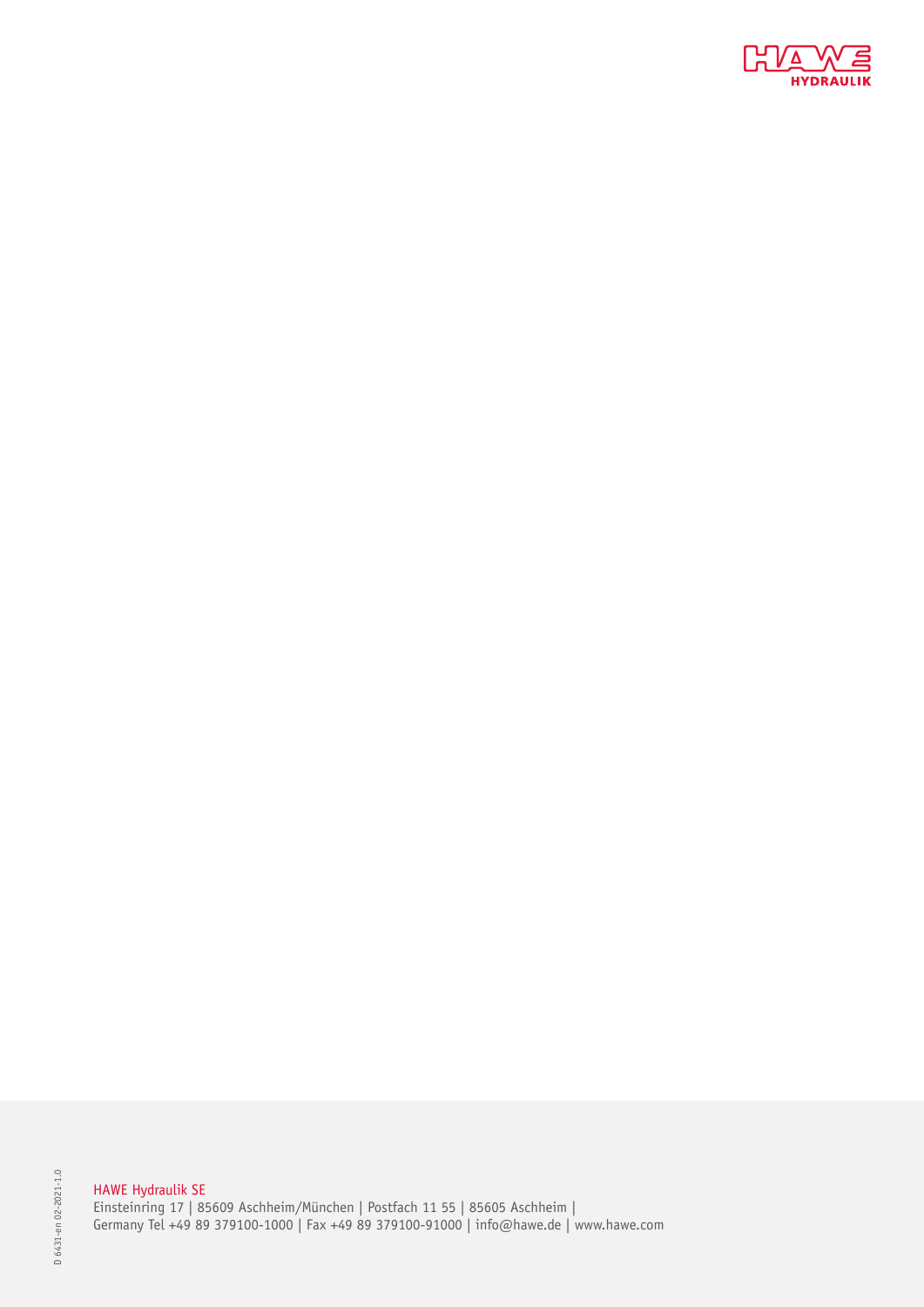HAWE Hydraulik SE
Einsteinring 17 | 85609 Aschheim/München | Postfach 11 55 | 85605 Aschheim |
Germany Tel +49 89 379100-1000 | Fax +49 89 379100-91000 | info@hawe.de | www.hawe.com

D 6431-en 02-2021-1.0